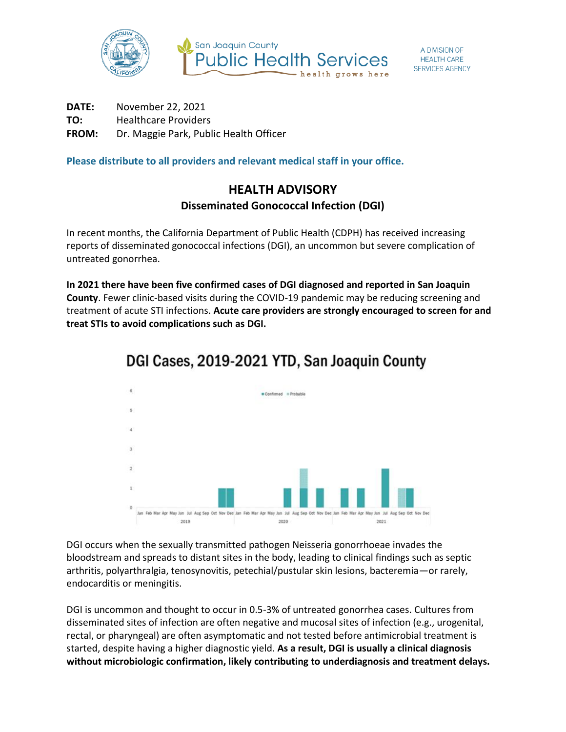San Joaquin County Public Health Services — *health grows here*

A DIVISION OF HEALTH CARE SERVICES AGENCY

**DATE:** November 22, 2021
**TO:** Healthcare Providers
**FROM:** Dr. Maggie Park, Public Health Officer

**Please distribute to all providers and relevant medical staff in your office.**

## HEALTH ADVISORY

### Disseminated Gonococcal Infection (DGI)

In recent months, the California Department of Public Health (CDPH) has received increasing reports of disseminated gonococcal infections (DGI), an uncommon but severe complication of untreated gonorrhea.

**In 2021 there have been five confirmed cases of DGI diagnosed and reported in San Joaquin County**. Fewer clinic-based visits during the COVID-19 pandemic may be reducing screening and treatment of acute STI infections. **Acute care providers are strongly encouraged to screen for and treat STIs to avoid complications such as DGI.**

**DGI Cases, 2019-2021 YTD, San Joaquin County**

DGI occurs when the sexually transmitted pathogen Neisseria gonorrhoeae invades the bloodstream and spreads to distant sites in the body, leading to clinical findings such as septic arthritis, polyarthralgia, tenosynovitis, petechial/pustular skin lesions, bacteremia—or rarely, endocarditis or meningitis.

DGI is uncommon and thought to occur in 0.5-3% of untreated gonorrhea cases. Cultures from disseminated sites of infection are often negative and mucosal sites of infection (e.g., urogenital, rectal, or pharyngeal) are often asymptomatic and not tested before antimicrobial treatment is started, despite having a higher diagnostic yield. **As a result, DGI is usually a clinical diagnosis without microbiologic confirmation, likely contributing to underdiagnosis and treatment delays.**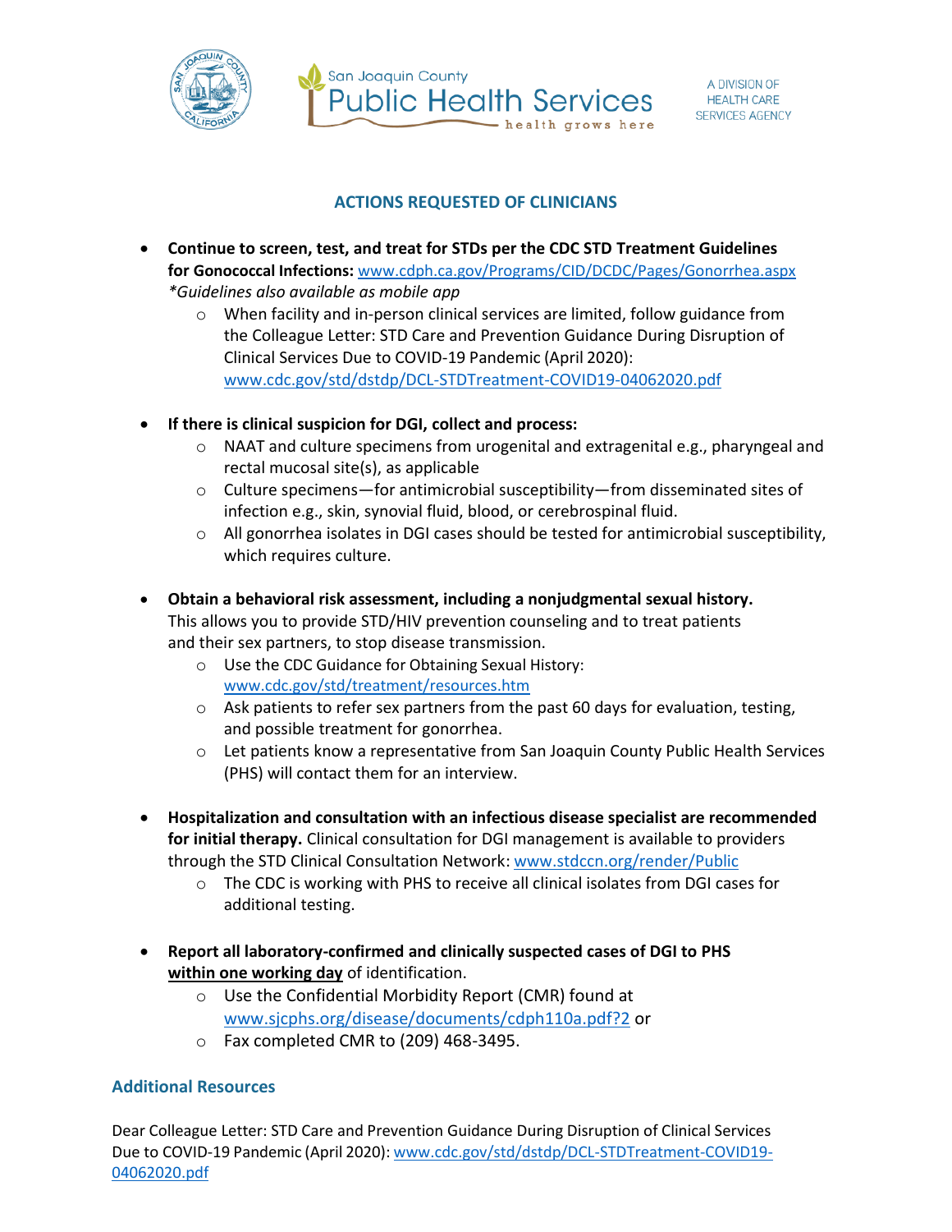## ACTIONS REQUESTED OF CLINICIANS

- **Continue to screen, test, and treat for STDs per the CDC STD Treatment Guidelines for Gonococcal Infections:** www.cdph.ca.gov/Programs/CID/DCDC/Pages/Gonorrhea.aspx
  *\*Guidelines also available as mobile app*
  - When facility and in-person clinical services are limited, follow guidance from the Colleague Letter: STD Care and Prevention Guidance During Disruption of Clinical Services Due to COVID-19 Pandemic (April 2020): www.cdc.gov/std/dstdp/DCL-STDTreatment-COVID19-04062020.pdf

- **If there is clinical suspicion for DGI, collect and process:**
  - NAAT and culture specimens from urogenital and extragenital e.g., pharyngeal and rectal mucosal site(s), as applicable
  - Culture specimens—for antimicrobial susceptibility—from disseminated sites of infection e.g., skin, synovial fluid, blood, or cerebrospinal fluid.
  - All gonorrhea isolates in DGI cases should be tested for antimicrobial susceptibility, which requires culture.

- **Obtain a behavioral risk assessment, including a nonjudgmental sexual history.** This allows you to provide STD/HIV prevention counseling and to treat patients and their sex partners, to stop disease transmission.
  - Use the CDC Guidance for Obtaining Sexual History: www.cdc.gov/std/treatment/resources.htm
  - Ask patients to refer sex partners from the past 60 days for evaluation, testing, and possible treatment for gonorrhea.
  - Let patients know a representative from San Joaquin County Public Health Services (PHS) will contact them for an interview.

- **Hospitalization and consultation with an infectious disease specialist are recommended for initial therapy.** Clinical consultation for DGI management is available to providers through the STD Clinical Consultation Network: www.stdccn.org/render/Public
  - The CDC is working with PHS to receive all clinical isolates from DGI cases for additional testing.

- **Report all laboratory-confirmed and clinically suspected cases of DGI to PHS <u>within one working day</u>** of identification.
  - Use the Confidential Morbidity Report (CMR) found at www.sjcphs.org/disease/documents/cdph110a.pdf?2 or
  - Fax completed CMR to (209) 468-3495.

## Additional Resources

Dear Colleague Letter: STD Care and Prevention Guidance During Disruption of Clinical Services Due to COVID-19 Pandemic (April 2020): www.cdc.gov/std/dstdp/DCL-STDTreatment-COVID19-04062020.pdf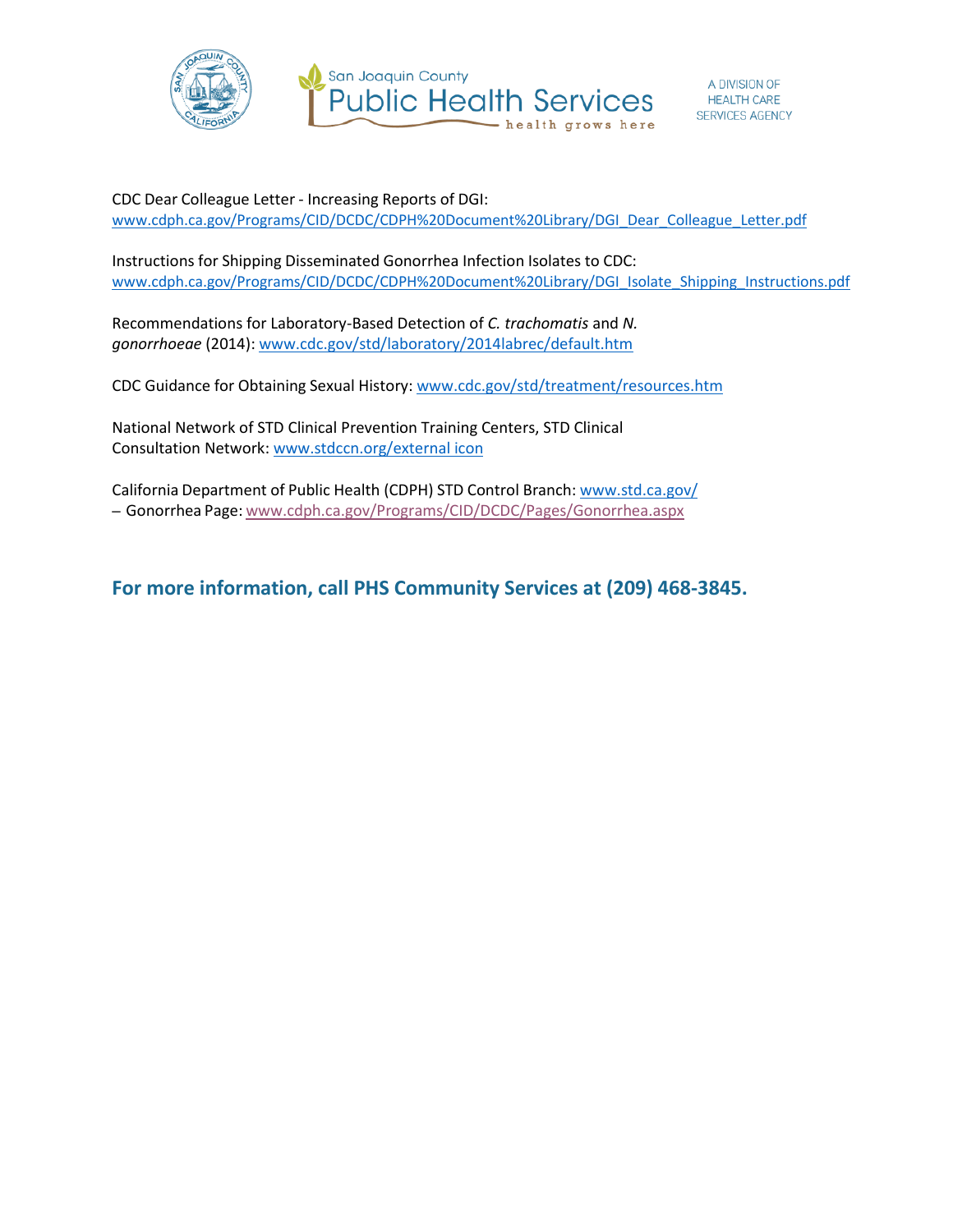CDC Dear Colleague Letter - Increasing Reports of DGI:
www.cdph.ca.gov/Programs/CID/DCDC/CDPH%20Document%20Library/DGI_Dear_Colleague_Letter.pdf

Instructions for Shipping Disseminated Gonorrhea Infection Isolates to CDC:
www.cdph.ca.gov/Programs/CID/DCDC/CDPH%20Document%20Library/DGI_Isolate_Shipping_Instructions.pdf

Recommendations for Laboratory-Based Detection of *C. trachomatis* and *N. gonorrhoeae* (2014): www.cdc.gov/std/laboratory/2014labrec/default.htm

CDC Guidance for Obtaining Sexual History: www.cdc.gov/std/treatment/resources.htm

National Network of STD Clinical Prevention Training Centers, STD Clinical Consultation Network: www.stdccn.org/external icon

California Department of Public Health (CDPH) STD Control Branch: www.std.ca.gov/
– Gonorrhea Page: www.cdph.ca.gov/Programs/CID/DCDC/Pages/Gonorrhea.aspx

**For more information, call PHS Community Services at (209) 468-3845.**